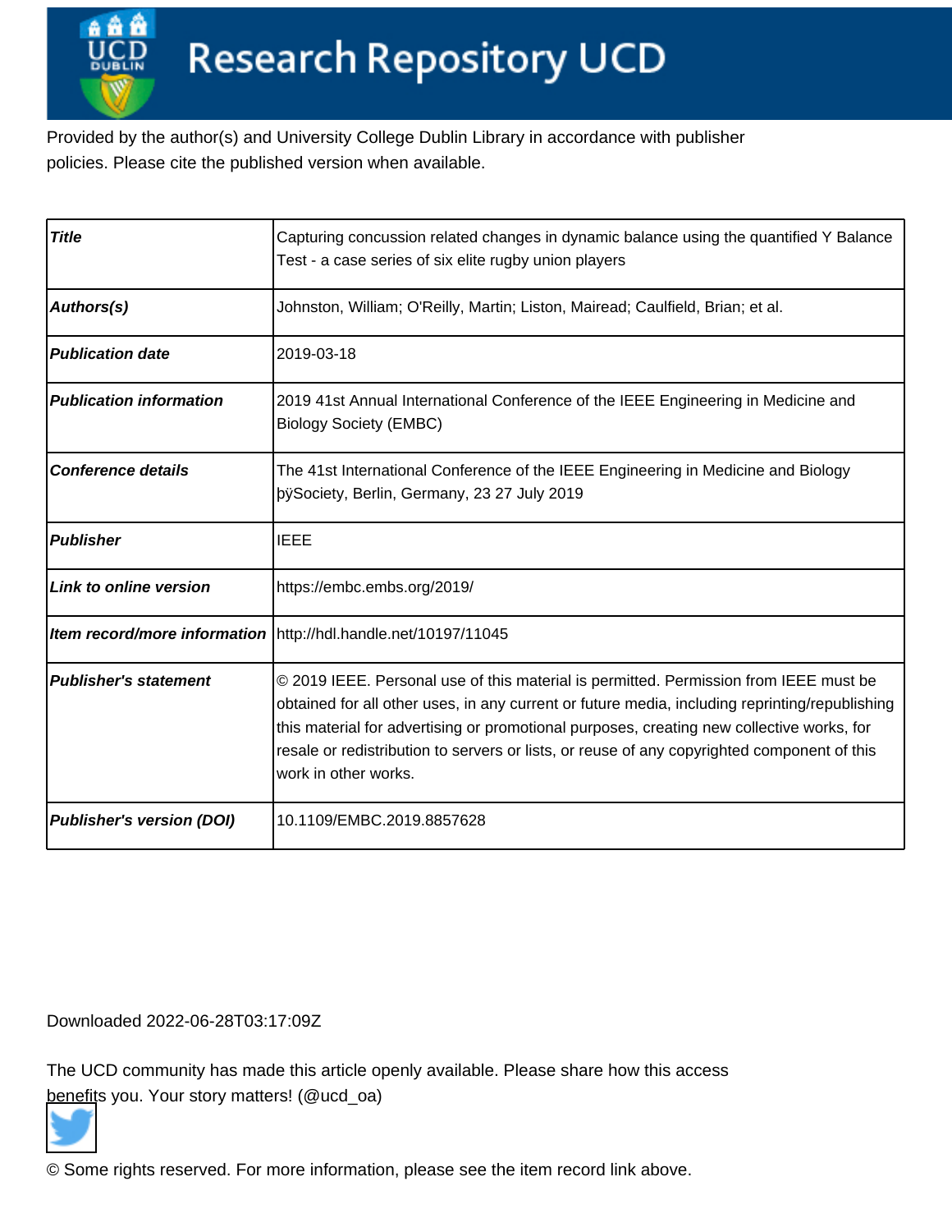# Research Repository UCD

Provided by the author(s) and University College Dublin Library in accordance with publisher policies. Please cite the published version when available.

| | |
|---|---|
| ***Title*** | Capturing concussion related changes in dynamic balance using the quantified Y Balance Test - a case series of six elite rugby union players |
| ***Authors(s)*** | Johnston, William; O'Reilly, Martin; Liston, Mairead; Caulfield, Brian; et al. |
| ***Publication date*** | 2019-03-18 |
| ***Publication information*** | 2019 41st Annual International Conference of the IEEE Engineering in Medicine and Biology Society (EMBC) |
| ***Conference details*** | The 41st International Conference of the IEEE Engineering in Medicine and Biology þÿSociety, Berlin, Germany, 23 27 July 2019 |
| ***Publisher*** | IEEE |
| ***Link to online version*** | https://embc.embs.org/2019/ |
| ***Item record/more information*** | http://hdl.handle.net/10197/11045 |
| ***Publisher's statement*** | © 2019 IEEE. Personal use of this material is permitted. Permission from IEEE must be obtained for all other uses, in any current or future media, including reprinting/republishing this material for advertising or promotional purposes, creating new collective works, for resale or redistribution to servers or lists, or reuse of any copyrighted component of this work in other works. |
| ***Publisher's version (DOI)*** | 10.1109/EMBC.2019.8857628 |

Downloaded 2022-06-28T03:17:09Z

The UCD community has made this article openly available. Please share how this access benefits you. Your story matters! (@ucd_oa)

© Some rights reserved. For more information, please see the item record link above.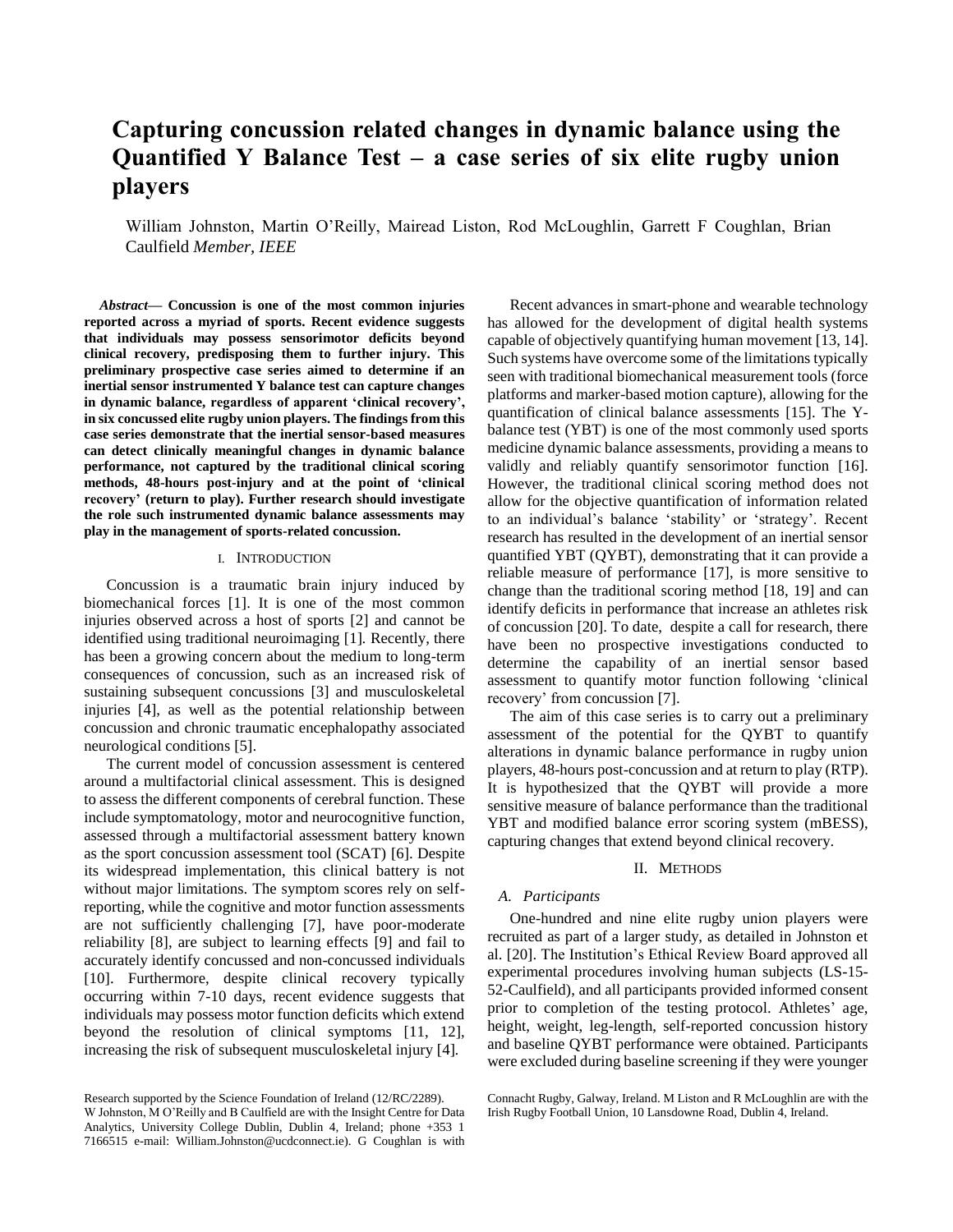# Capturing concussion related changes in dynamic balance using the Quantified Y Balance Test – a case series of six elite rugby union players

William Johnston, Martin O'Reilly, Mairead Liston, Rod McLoughlin, Garrett F Coughlan, Brian Caulfield *Member, IEEE*

***Abstract*— Concussion is one of the most common injuries reported across a myriad of sports. Recent evidence suggests that individuals may possess sensorimotor deficits beyond clinical recovery, predisposing them to further injury. This preliminary prospective case series aimed to determine if an inertial sensor instrumented Y balance test can capture changes in dynamic balance, regardless of apparent 'clinical recovery', in six concussed elite rugby union players. The findings from this case series demonstrate that the inertial sensor-based measures can detect clinically meaningful changes in dynamic balance performance, not captured by the traditional clinical scoring methods, 48-hours post-injury and at the point of 'clinical recovery' (return to play). Further research should investigate the role such instrumented dynamic balance assessments may play in the management of sports-related concussion.**

## I. Introduction

Concussion is a traumatic brain injury induced by biomechanical forces [1]. It is one of the most common injuries observed across a host of sports [2] and cannot be identified using traditional neuroimaging [1]. Recently, there has been a growing concern about the medium to long-term consequences of concussion, such as an increased risk of sustaining subsequent concussions [3] and musculoskeletal injuries [4], as well as the potential relationship between concussion and chronic traumatic encephalopathy associated neurological conditions [5].

The current model of concussion assessment is centered around a multifactorial clinical assessment. This is designed to assess the different components of cerebral function. These include symptomatology, motor and neurocognitive function, assessed through a multifactorial assessment battery known as the sport concussion assessment tool (SCAT) [6]. Despite its widespread implementation, this clinical battery is not without major limitations. The symptom scores rely on self-reporting, while the cognitive and motor function assessments are not sufficiently challenging [7], have poor-moderate reliability [8], are subject to learning effects [9] and fail to accurately identify concussed and non-concussed individuals [10]. Furthermore, despite clinical recovery typically occurring within 7-10 days, recent evidence suggests that individuals may possess motor function deficits which extend beyond the resolution of clinical symptoms [11, 12], increasing the risk of subsequent musculoskeletal injury [4].

Recent advances in smart-phone and wearable technology has allowed for the development of digital health systems capable of objectively quantifying human movement [13, 14]. Such systems have overcome some of the limitations typically seen with traditional biomechanical measurement tools (force platforms and marker-based motion capture), allowing for the quantification of clinical balance assessments [15]. The Y-balance test (YBT) is one of the most commonly used sports medicine dynamic balance assessments, providing a means to validly and reliably quantify sensorimotor function [16]. However, the traditional clinical scoring method does not allow for the objective quantification of information related to an individual's balance 'stability' or 'strategy'. Recent research has resulted in the development of an inertial sensor quantified YBT (QYBT), demonstrating that it can provide a reliable measure of performance [17], is more sensitive to change than the traditional scoring method [18, 19] and can identify deficits in performance that increase an athletes risk of concussion [20]. To date, despite a call for research, there have been no prospective investigations conducted to determine the capability of an inertial sensor based assessment to quantify motor function following 'clinical recovery' from concussion [7].

The aim of this case series is to carry out a preliminary assessment of the potential for the QYBT to quantify alterations in dynamic balance performance in rugby union players, 48-hours post-concussion and at return to play (RTP). It is hypothesized that the QYBT will provide a more sensitive measure of balance performance than the traditional YBT and modified balance error scoring system (mBESS), capturing changes that extend beyond clinical recovery.

## II. Methods

### *A. Participants*

One-hundred and nine elite rugby union players were recruited as part of a larger study, as detailed in Johnston et al. [20]. The Institution's Ethical Review Board approved all experimental procedures involving human subjects (LS-15-52-Caulfield), and all participants provided informed consent prior to completion of the testing protocol. Athletes' age, height, weight, leg-length, self-reported concussion history and baseline QYBT performance were obtained. Participants were excluded during baseline screening if they were younger

Research supported by the Science Foundation of Ireland (12/RC/2289).

W Johnston, M O'Reilly and B Caulfield are with the Insight Centre for Data Analytics, University College Dublin, Dublin 4, Ireland; phone +353 1 7166515 e-mail: William.Johnston@ucdconnect.ie). G Coughlan is with Connacht Rugby, Galway, Ireland. M Liston and R McLoughlin are with the Irish Rugby Football Union, 10 Lansdowne Road, Dublin 4, Ireland.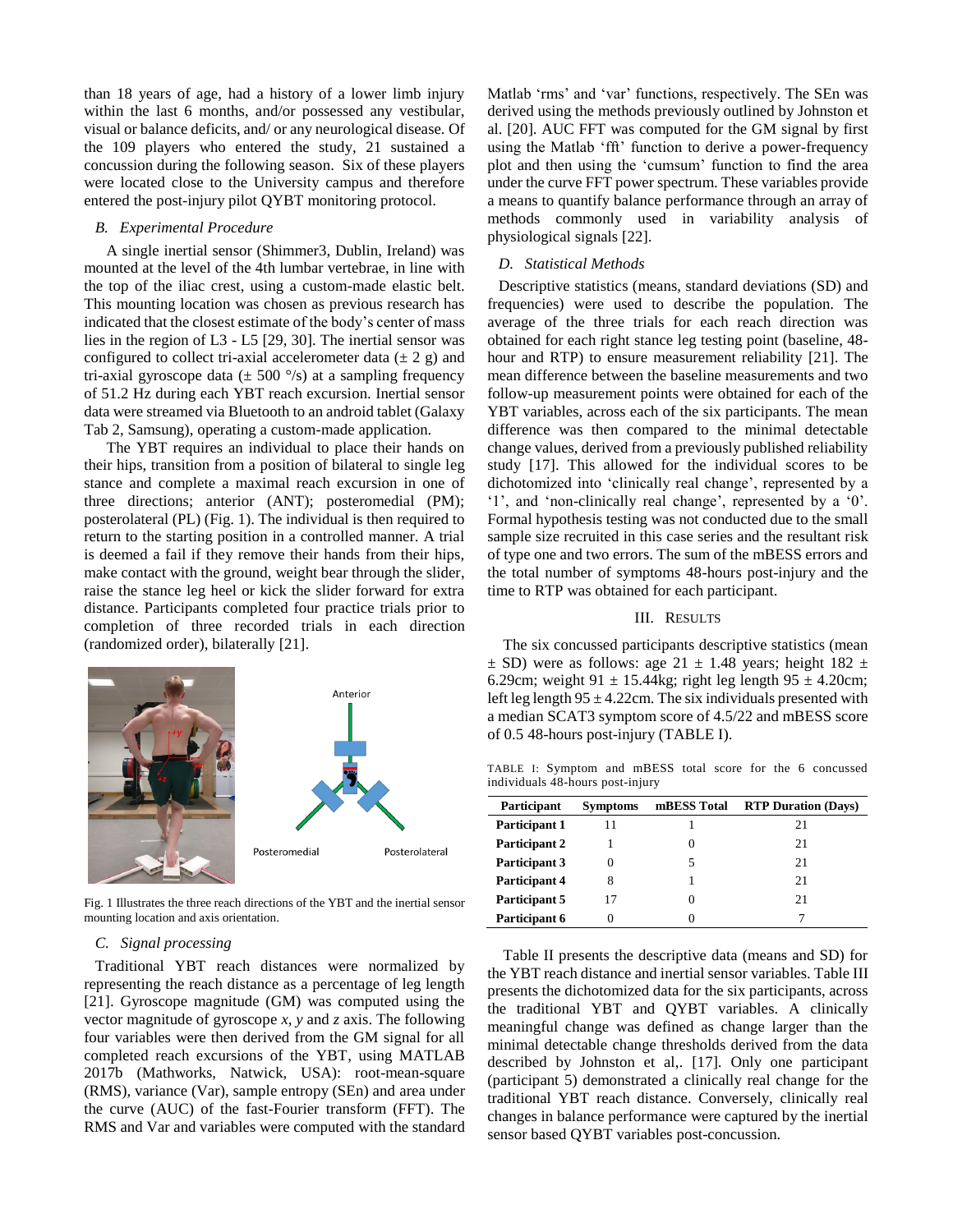than 18 years of age, had a history of a lower limb injury within the last 6 months, and/or possessed any vestibular, visual or balance deficits, and/ or any neurological disease. Of the 109 players who entered the study, 21 sustained a concussion during the following season. Six of these players were located close to the University campus and therefore entered the post-injury pilot QYBT monitoring protocol.

### *B. Experimental Procedure*

A single inertial sensor (Shimmer3, Dublin, Ireland) was mounted at the level of the 4th lumbar vertebrae, in line with the top of the iliac crest, using a custom-made elastic belt. This mounting location was chosen as previous research has indicated that the closest estimate of the body's center of mass lies in the region of L3 - L5 [29, 30]. The inertial sensor was configured to collect tri-axial accelerometer data (± 2 g) and tri-axial gyroscope data (± 500 °/s) at a sampling frequency of 51.2 Hz during each YBT reach excursion. Inertial sensor data were streamed via Bluetooth to an android tablet (Galaxy Tab 2, Samsung), operating a custom-made application.

The YBT requires an individual to place their hands on their hips, transition from a position of bilateral to single leg stance and complete a maximal reach excursion in one of three directions; anterior (ANT); posteromedial (PM); posterolateral (PL) (Fig. 1). The individual is then required to return to the starting position in a controlled manner. A trial is deemed a fail if they remove their hands from their hips, make contact with the ground, weight bear through the slider, raise the stance leg heel or kick the slider forward for extra distance. Participants completed four practice trials prior to completion of three recorded trials in each direction (randomized order), bilaterally [21].

Fig. 1 Illustrates the three reach directions of the YBT and the inertial sensor mounting location and axis orientation.

### *C. Signal processing*

Traditional YBT reach distances were normalized by representing the reach distance as a percentage of leg length [21]. Gyroscope magnitude (GM) was computed using the vector magnitude of gyroscope *x*, *y* and *z* axis. The following four variables were then derived from the GM signal for all completed reach excursions of the YBT, using MATLAB 2017b (Mathworks, Natwick, USA): root-mean-square (RMS), variance (Var), sample entropy (SEn) and area under the curve (AUC) of the fast-Fourier transform (FFT). The RMS and Var and variables were computed with the standard Matlab 'rms' and 'var' functions, respectively. The SEn was derived using the methods previously outlined by Johnston et al. [20]. AUC FFT was computed for the GM signal by first using the Matlab 'fft' function to derive a power-frequency plot and then using the 'cumsum' function to find the area under the curve FFT power spectrum. These variables provide a means to quantify balance performance through an array of methods commonly used in variability analysis of physiological signals [22].

### *D. Statistical Methods*

Descriptive statistics (means, standard deviations (SD) and frequencies) were used to describe the population. The average of the three trials for each reach direction was obtained for each right stance leg testing point (baseline, 48-hour and RTP) to ensure measurement reliability [21]. The mean difference between the baseline measurements and two follow-up measurement points were obtained for each of the YBT variables, across each of the six participants. The mean difference was then compared to the minimal detectable change values, derived from a previously published reliability study [17]. This allowed for the individual scores to be dichotomized into 'clinically real change', represented by a '1', and 'non-clinically real change', represented by a '0'. Formal hypothesis testing was not conducted due to the small sample size recruited in this case series and the resultant risk of type one and two errors. The sum of the mBESS errors and the total number of symptoms 48-hours post-injury and the time to RTP was obtained for each participant.

## III. Results

The six concussed participants descriptive statistics (mean ± SD) were as follows: age 21 ± 1.48 years; height 182 ± 6.29cm; weight 91 ± 15.44kg; right leg length 95 ± 4.20cm; left leg length 95 ± 4.22cm. The six individuals presented with a median SCAT3 symptom score of 4.5/22 and mBESS score of 0.5 48-hours post-injury (TABLE I).

TABLE I: Symptom and mBESS total score for the 6 concussed individuals 48-hours post-injury

| Participant | Symptoms | mBESS Total | RTP Duration (Days) |
|---|---|---|---|
| **Participant 1** | 11 | 1 | 21 |
| **Participant 2** | 1 | 0 | 21 |
| **Participant 3** | 0 | 5 | 21 |
| **Participant 4** | 8 | 1 | 21 |
| **Participant 5** | 17 | 0 | 21 |
| **Participant 6** | 0 | 0 | 7 |

Table II presents the descriptive data (means and SD) for the YBT reach distance and inertial sensor variables. Table III presents the dichotomized data for the six participants, across the traditional YBT and QYBT variables. A clinically meaningful change was defined as change larger than the minimal detectable change thresholds derived from the data described by Johnston et al,. [17]. Only one participant (participant 5) demonstrated a clinically real change for the traditional YBT reach distance. Conversely, clinically real changes in balance performance were captured by the inertial sensor based QYBT variables post-concussion.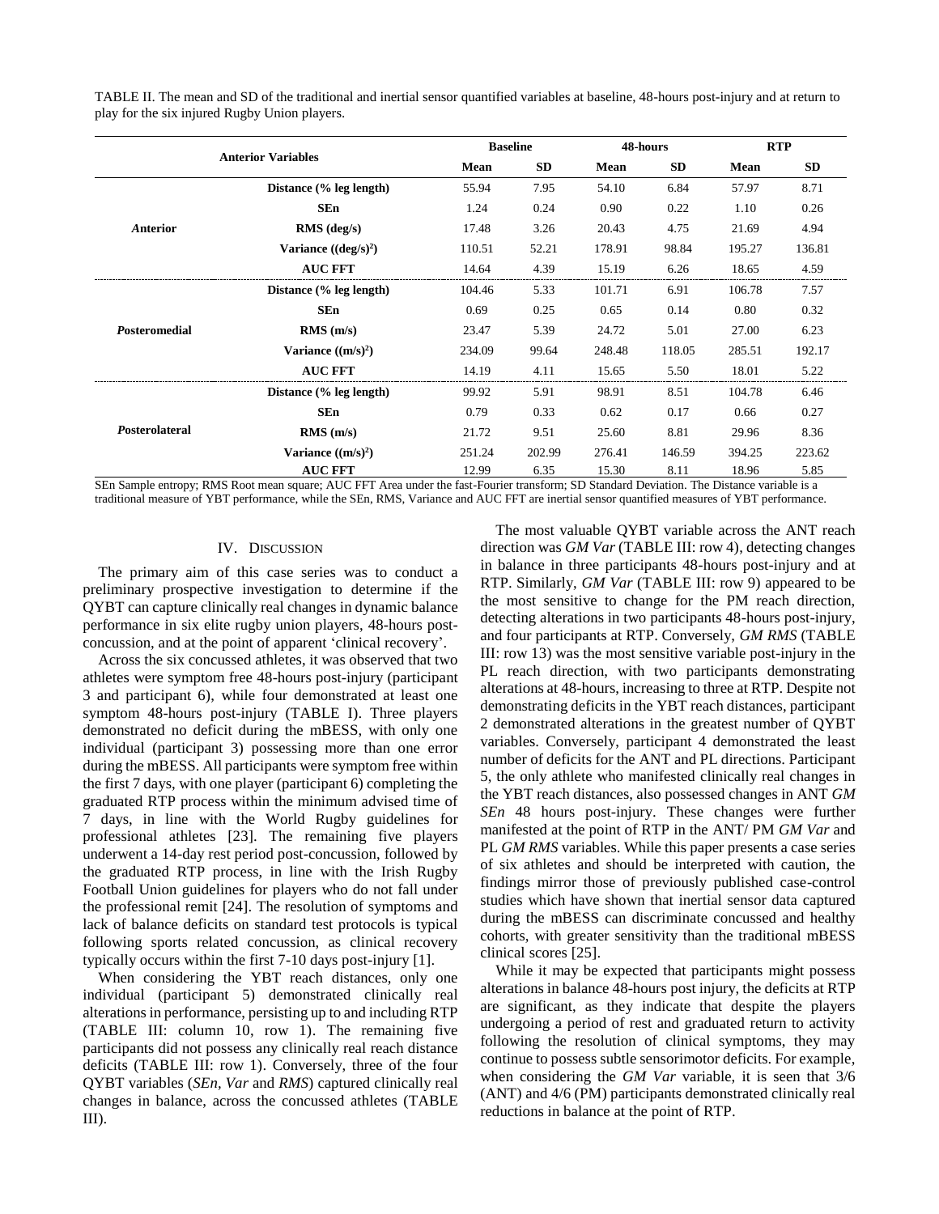TABLE II. The mean and SD of the traditional and inertial sensor quantified variables at baseline, 48-hours post-injury and at return to play for the six injured Rugby Union players.

| Anterior Variables | | Baseline | | 48-hours | | RTP | |
|---|---|---|---|---|---|---|---|
| | | Mean | SD | Mean | SD | Mean | SD |
| *Anterior* | Distance (% leg length) | 55.94 | 7.95 | 54.10 | 6.84 | 57.97 | 8.71 |
| | SEn | 1.24 | 0.24 | 0.90 | 0.22 | 1.10 | 0.26 |
| | RMS (deg/s) | 17.48 | 3.26 | 20.43 | 4.75 | 21.69 | 4.94 |
| | Variance ($(deg/s)^2$) | 110.51 | 52.21 | 178.91 | 98.84 | 195.27 | 136.81 |
| | AUC FFT | 14.64 | 4.39 | 15.19 | 6.26 | 18.65 | 4.59 |
| *Posteromedial* | Distance (% leg length) | 104.46 | 5.33 | 101.71 | 6.91 | 106.78 | 7.57 |
| | SEn | 0.69 | 0.25 | 0.65 | 0.14 | 0.80 | 0.32 |
| | RMS (m/s) | 23.47 | 5.39 | 24.72 | 5.01 | 27.00 | 6.23 |
| | Variance ($(m/s)^2$) | 234.09 | 99.64 | 248.48 | 118.05 | 285.51 | 192.17 |
| | AUC FFT | 14.19 | 4.11 | 15.65 | 5.50 | 18.01 | 5.22 |
| *Posterolateral* | Distance (% leg length) | 99.92 | 5.91 | 98.91 | 8.51 | 104.78 | 6.46 |
| | SEn | 0.79 | 0.33 | 0.62 | 0.17 | 0.66 | 0.27 |
| | RMS (m/s) | 21.72 | 9.51 | 25.60 | 8.81 | 29.96 | 8.36 |
| | Variance ($(m/s)^2$) | 251.24 | 202.99 | 276.41 | 146.59 | 394.25 | 223.62 |
| | AUC FFT | 12.99 | 6.35 | 15.30 | 8.11 | 18.96 | 5.85 |

SEn Sample entropy; RMS Root mean square; AUC FFT Area under the fast-Fourier transform; SD Standard Deviation. The Distance variable is a traditional measure of YBT performance, while the SEn, RMS, Variance and AUC FFT are inertial sensor quantified measures of YBT performance.

## IV. Discussion

The primary aim of this case series was to conduct a preliminary prospective investigation to determine if the QYBT can capture clinically real changes in dynamic balance performance in six elite rugby union players, 48-hours post-concussion, and at the point of apparent 'clinical recovery'.

Across the six concussed athletes, it was observed that two athletes were symptom free 48-hours post-injury (participant 3 and participant 6), while four demonstrated at least one symptom 48-hours post-injury (TABLE I). Three players demonstrated no deficit during the mBESS, with only one individual (participant 3) possessing more than one error during the mBESS. All participants were symptom free within the first 7 days, with one player (participant 6) completing the graduated RTP process within the minimum advised time of 7 days, in line with the World Rugby guidelines for professional athletes [23]. The remaining five players underwent a 14-day rest period post-concussion, followed by the graduated RTP process, in line with the Irish Rugby Football Union guidelines for players who do not fall under the professional remit [24]. The resolution of symptoms and lack of balance deficits on standard test protocols is typical following sports related concussion, as clinical recovery typically occurs within the first 7-10 days post-injury [1].

When considering the YBT reach distances, only one individual (participant 5) demonstrated clinically real alterations in performance, persisting up to and including RTP (TABLE III: column 10, row 1). The remaining five participants did not possess any clinically real reach distance deficits (TABLE III: row 1). Conversely, three of the four QYBT variables (*SEn, Var* and *RMS*) captured clinically real changes in balance, across the concussed athletes (TABLE III).

The most valuable QYBT variable across the ANT reach direction was *GM Var* (TABLE III: row 4), detecting changes in balance in three participants 48-hours post-injury and at RTP. Similarly, *GM Var* (TABLE III: row 9) appeared to be the most sensitive to change for the PM reach direction, detecting alterations in two participants 48-hours post-injury, and four participants at RTP. Conversely, *GM RMS* (TABLE III: row 13) was the most sensitive variable post-injury in the PL reach direction, with two participants demonstrating alterations at 48-hours, increasing to three at RTP. Despite not demonstrating deficits in the YBT reach distances, participant 2 demonstrated alterations in the greatest number of QYBT variables. Conversely, participant 4 demonstrated the least number of deficits for the ANT and PL directions. Participant 5, the only athlete who manifested clinically real changes in the YBT reach distances, also possessed changes in ANT *GM SEn* 48 hours post-injury. These changes were further manifested at the point of RTP in the ANT/ PM *GM Var* and PL *GM RMS* variables. While this paper presents a case series of six athletes and should be interpreted with caution, the findings mirror those of previously published case-control studies which have shown that inertial sensor data captured during the mBESS can discriminate concussed and healthy cohorts, with greater sensitivity than the traditional mBESS clinical scores [25].

While it may be expected that participants might possess alterations in balance 48-hours post injury, the deficits at RTP are significant, as they indicate that despite the players undergoing a period of rest and graduated return to activity following the resolution of clinical symptoms, they may continue to possess subtle sensorimotor deficits. For example, when considering the *GM Var* variable, it is seen that 3/6 (ANT) and 4/6 (PM) participants demonstrated clinically real reductions in balance at the point of RTP.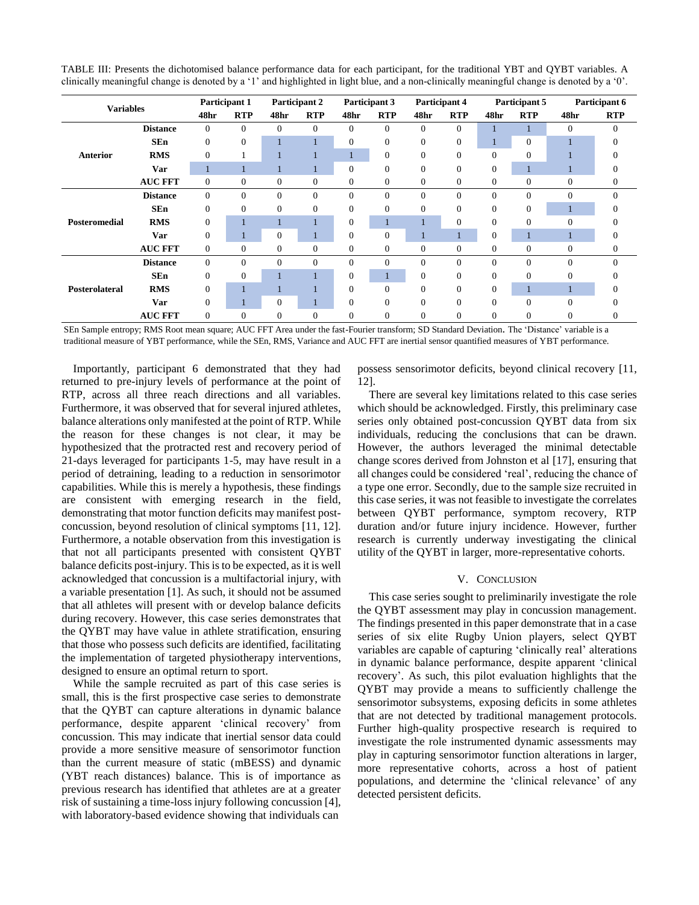TABLE III: Presents the dichotomised balance performance data for each participant, for the traditional YBT and QYBT variables. A clinically meaningful change is denoted by a '1' and highlighted in light blue, and a non-clinically meaningful change is denoted by a '0'.

| Variables | | Participant 1 | | Participant 2 | | Participant 3 | | Participant 4 | | Participant 5 | | Participant 6 | |
|---|---|---|---|---|---|---|---|---|---|---|---|---|---|
| | | 48hr | RTP | 48hr | RTP | 48hr | RTP | 48hr | RTP | 48hr | RTP | 48hr | RTP |
| Anterior | Distance | 0 | 0 | 0 | 0 | 0 | 0 | 0 | 0 | 1 | 1 | 0 | 0 |
| | SEn | 0 | 0 | 1 | 1 | 0 | 0 | 0 | 0 | 1 | 0 | 1 | 0 |
| | RMS | 0 | 1 | 1 | 1 | 1 | 0 | 0 | 0 | 0 | 0 | 1 | 0 |
| | Var | 1 | 1 | 1 | 1 | 0 | 0 | 0 | 0 | 0 | 1 | 1 | 0 |
| | AUC FFT | 0 | 0 | 0 | 0 | 0 | 0 | 0 | 0 | 0 | 0 | 0 | 0 |
| Posteromedial | Distance | 0 | 0 | 0 | 0 | 0 | 0 | 0 | 0 | 0 | 0 | 0 | 0 |
| | SEn | 0 | 0 | 0 | 0 | 0 | 0 | 0 | 0 | 0 | 0 | 1 | 0 |
| | RMS | 0 | 1 | 1 | 1 | 0 | 1 | 1 | 0 | 0 | 0 | 0 | 0 |
| | Var | 0 | 1 | 0 | 1 | 0 | 0 | 1 | 1 | 0 | 1 | 1 | 0 |
| | AUC FFT | 0 | 0 | 0 | 0 | 0 | 0 | 0 | 0 | 0 | 0 | 0 | 0 |
| Posterolateral | Distance | 0 | 0 | 0 | 0 | 0 | 0 | 0 | 0 | 0 | 0 | 0 | 0 |
| | SEn | 0 | 0 | 1 | 1 | 0 | 1 | 0 | 0 | 0 | 0 | 0 | 0 |
| | RMS | 0 | 1 | 1 | 1 | 0 | 0 | 0 | 0 | 0 | 1 | 1 | 0 |
| | Var | 0 | 1 | 0 | 1 | 0 | 0 | 0 | 0 | 0 | 0 | 0 | 0 |
| | AUC FFT | 0 | 0 | 0 | 0 | 0 | 0 | 0 | 0 | 0 | 0 | 0 | 0 |

SEn Sample entropy; RMS Root mean square; AUC FFT Area under the fast-Fourier transform; SD Standard Deviation. The 'Distance' variable is a traditional measure of YBT performance, while the SEn, RMS, Variance and AUC FFT are inertial sensor quantified measures of YBT performance.

Importantly, participant 6 demonstrated that they had returned to pre-injury levels of performance at the point of RTP, across all three reach directions and all variables. Furthermore, it was observed that for several injured athletes, balance alterations only manifested at the point of RTP. While the reason for these changes is not clear, it may be hypothesized that the protracted rest and recovery period of 21-days leveraged for participants 1-5, may have result in a period of detraining, leading to a reduction in sensorimotor capabilities. While this is merely a hypothesis, these findings are consistent with emerging research in the field, demonstrating that motor function deficits may manifest post-concussion, beyond resolution of clinical symptoms [11, 12]. Furthermore, a notable observation from this investigation is that not all participants presented with consistent QYBT balance deficits post-injury. This is to be expected, as it is well acknowledged that concussion is a multifactorial injury, with a variable presentation [1]. As such, it should not be assumed that all athletes will present with or develop balance deficits during recovery. However, this case series demonstrates that the QYBT may have value in athlete stratification, ensuring that those who possess such deficits are identified, facilitating the implementation of targeted physiotherapy interventions, designed to ensure an optimal return to sport.

While the sample recruited as part of this case series is small, this is the first prospective case series to demonstrate that the QYBT can capture alterations in dynamic balance performance, despite apparent 'clinical recovery' from concussion. This may indicate that inertial sensor data could provide a more sensitive measure of sensorimotor function than the current measure of static (mBESS) and dynamic (YBT reach distances) balance. This is of importance as previous research has identified that athletes are at a greater risk of sustaining a time-loss injury following concussion [4], with laboratory-based evidence showing that individuals can possess sensorimotor deficits, beyond clinical recovery [11, 12].

There are several key limitations related to this case series which should be acknowledged. Firstly, this preliminary case series only obtained post-concussion QYBT data from six individuals, reducing the conclusions that can be drawn. However, the authors leveraged the minimal detectable change scores derived from Johnston et al [17], ensuring that all changes could be considered 'real', reducing the chance of a type one error. Secondly, due to the sample size recruited in this case series, it was not feasible to investigate the correlates between QYBT performance, symptom recovery, RTP duration and/or future injury incidence. However, further research is currently underway investigating the clinical utility of the QYBT in larger, more-representative cohorts.

## V. Conclusion

This case series sought to preliminarily investigate the role the QYBT assessment may play in concussion management. The findings presented in this paper demonstrate that in a case series of six elite Rugby Union players, select QYBT variables are capable of capturing 'clinically real' alterations in dynamic balance performance, despite apparent 'clinical recovery'. As such, this pilot evaluation highlights that the QYBT may provide a means to sufficiently challenge the sensorimotor subsystems, exposing deficits in some athletes that are not detected by traditional management protocols. Further high-quality prospective research is required to investigate the role instrumented dynamic assessments may play in capturing sensorimotor function alterations in larger, more representative cohorts, across a host of patient populations, and determine the 'clinical relevance' of any detected persistent deficits.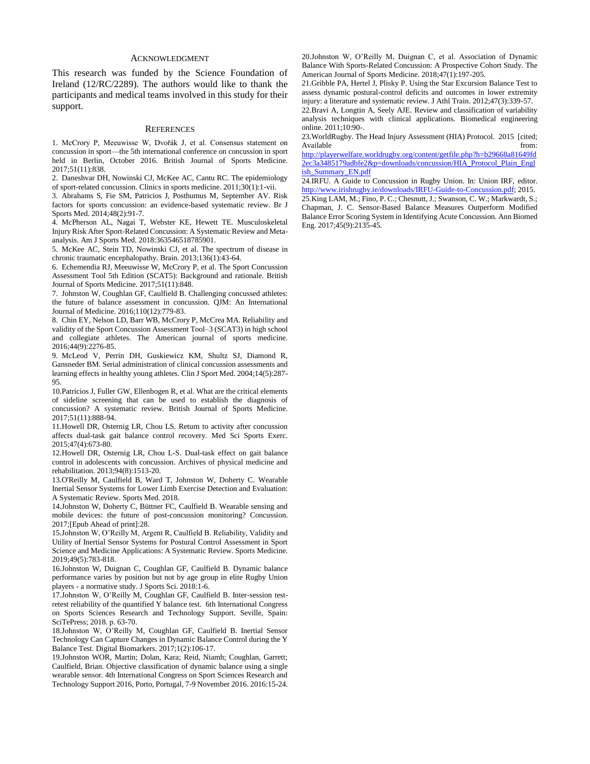## Acknowledgment

This research was funded by the Science Foundation of Ireland (12/RC/2289). The authors would like to thank the participants and medical teams involved in this study for their support.

## References

1. McCrory P, Meeuwisse W, Dvořák J, et al. Consensus statement on concussion in sport—the 5th international conference on concussion in sport held in Berlin, October 2016. British Journal of Sports Medicine. 2017;51(11):838.
2. Daneshvar DH, Nowinski CJ, McKee AC, Cantu RC. The epidemiology of sport-related concussion. Clinics in sports medicine. 2011;30(1):1-vii.
3. Abrahams S, Fie SM, Patricios J, Posthumus M, September AV. Risk factors for sports concussion: an evidence-based systematic review. Br J Sports Med. 2014;48(2):91-7.
4. McPherson AL, Nagai T, Webster KE, Hewett TE. Musculoskeletal Injury Risk After Sport-Related Concussion: A Systematic Review and Meta-analysis. Am J Sports Med. 2018:363546518785901.
5. McKee AC, Stein TD, Nowinski CJ, et al. The spectrum of disease in chronic traumatic encephalopathy. Brain. 2013;136(1):43-64.
6. Echemendia RJ, Meeuwisse W, McCrory P, et al. The Sport Concussion Assessment Tool 5th Edition (SCAT5): Background and rationale. British Journal of Sports Medicine. 2017;51(11):848.
7. Johnston W, Coughlan GF, Caulfield B. Challenging concussed athletes: the future of balance assessment in concussion. QJM: An International Journal of Medicine. 2016;110(12):779-83.
8. Chin EY, Nelson LD, Barr WB, McCrory P, McCrea MA. Reliability and validity of the Sport Concussion Assessment Tool–3 (SCAT3) in high school and collegiate athletes. The American journal of sports medicine. 2016;44(9):2276-85.
9. McLeod V, Perrin DH, Guskiewicz KM, Shultz SJ, Diamond R, Gansneder BM. Serial administration of clinical concussion assessments and learning effects in healthy young athletes. Clin J Sport Med. 2004;14(5):287-95.
10. Patricios J, Fuller GW, Ellenbogen R, et al. What are the critical elements of sideline screening that can be used to establish the diagnosis of concussion? A systematic review. British Journal of Sports Medicine. 2017;51(11):888-94.
11. Howell DR, Osternig LR, Chou LS. Return to activity after concussion affects dual-task gait balance control recovery. Med Sci Sports Exerc. 2015;47(4):673-80.
12. Howell DR, Osternig LR, Chou L-S. Dual-task effect on gait balance control in adolescents with concussion. Archives of physical medicine and rehabilitation. 2013;94(8):1513-20.
13. O'Reilly M, Caulfield B, Ward T, Johnston W, Doherty C. Wearable Inertial Sensor Systems for Lower Limb Exercise Detection and Evaluation: A Systematic Review. Sports Med. 2018.
14. Johnston W, Doherty C, Büttner FC, Caulfield B. Wearable sensing and mobile devices: the future of post-concussion monitoring? Concussion. 2017;[Epub Ahead of print]:28.
15. Johnston W, O'Reilly M, Argent R, Caulfield B. Reliability, Validity and Utility of Inertial Sensor Systems for Postural Control Assessment in Sport Science and Medicine Applications: A Systematic Review. Sports Medicine. 2019;49(5):783-818.
16. Johnston W, Duignan C, Coughlan GF, Caulfield B. Dynamic balance performance varies by position but not by age group in elite Rugby Union players - a normative study. J Sports Sci. 2018:1-6.
17. Johnston W, O'Reilly M, Coughlan GF, Caulfield B. Inter-session test-retest reliability of the quantified Y balance test. 6th International Congress on Sports Sciences Research and Technology Support. Seville, Spain: SciTePress; 2018. p. 63-70.
18. Johnston W, O'Reilly M, Coughlan GF, Caulfield B. Inertial Sensor Technology Can Capture Changes in Dynamic Balance Control during the Y Balance Test. Digital Biomarkers. 2017;1(2):106-17.
19. Johnston WOR, Martin; Dolan, Kara; Reid, Niamh; Coughlan, Garrett; Caulfield, Brian. Objective classification of dynamic balance using a single wearable sensor. 4th International Congress on Sport Sciences Research and Technology Support 2016, Porto, Portugal, 7-9 November 2016. 2016:15-24.
20. Johnston W, O'Reilly M, Duignan C, et al. Association of Dynamic Balance With Sports-Related Concussion: A Prospective Cohort Study. The American Journal of Sports Medicine. 2018;47(1):197-205.
21. Gribble PA, Hertel J, Plisky P. Using the Star Excursion Balance Test to assess dynamic postural-control deficits and outcomes in lower extremity injury: a literature and systematic review. J Athl Train. 2012;47(3):339-57.
22. Bravi A, Longtin A, Seely AJE. Review and classification of variability analysis techniques with clinical applications. Biomedical engineering online. 2011;10:90-.
23. WorldRugby. The Head Injury Assessment (HIA) Protocol. 2015 [cited; Available from: http://playerwelfare.worldrugby.org/content/getfile.php?h=b29668a81649fd2ec3a3485179adbfe2&p=downloads/concussion/HIA_Protocol_Plain_English_Summary_EN.pdf
24. IRFU. A Guide to Concussion in Rugby Union. In: Union IRF, editor. http://www.irishrugby.ie/downloads/IRFU-Guide-to-Concussion.pdf; 2015.
25. King LAM, M.; Fino, P. C.; Chesnutt, J.; Swanson, C. W.; Markwardt, S.; Chapman, J. C. Sensor-Based Balance Measures Outperform Modified Balance Error Scoring System in Identifying Acute Concussion. Ann Biomed Eng. 2017;45(9):2135-45.